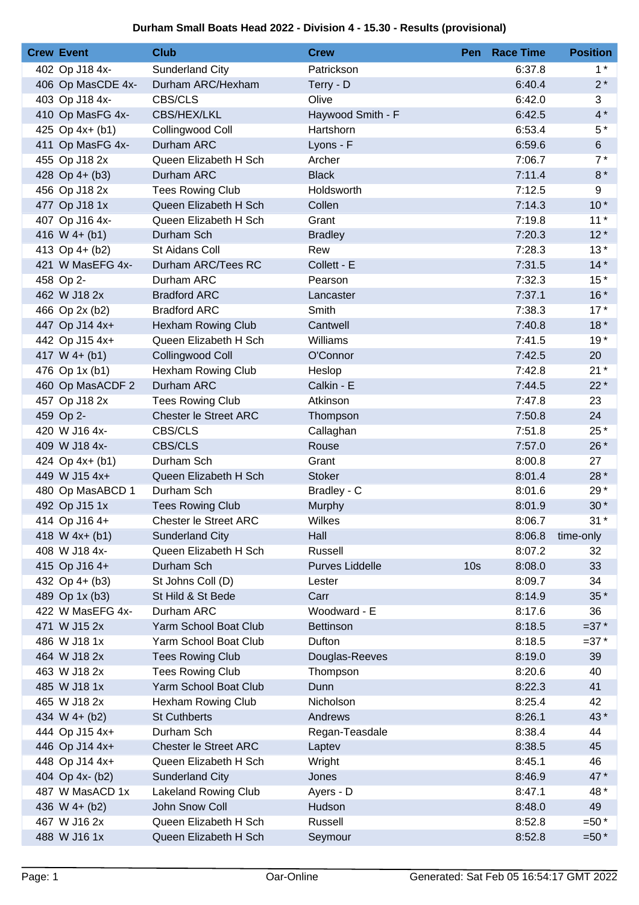**Durham Small Boats Head 2022 - Division 4 - 15.30 - Results (provisional)**

| Crew | Event | Club | Crew | Pen | Race Time | Position |
|---|---|---|---|---|---|---|
| 402 | Op J18 4x- | Sunderland City | Patrickson | | 6:37.8 | 1 * |
| 406 | Op MasCDE 4x- | Durham ARC/Hexham | Terry - D | | 6:40.4 | 2 * |
| 403 | Op J18 4x- | CBS/CLS | Olive | | 6:42.0 | 3 |
| 410 | Op MasFG 4x- | CBS/HEX/LKL | Haywood Smith - F | | 6:42.5 | 4 * |
| 425 | Op 4x+ (b1) | Collingwood Coll | Hartshorn | | 6:53.4 | 5 * |
| 411 | Op MasFG 4x- | Durham ARC | Lyons - F | | 6:59.6 | 6 |
| 455 | Op J18 2x | Queen Elizabeth H Sch | Archer | | 7:06.7 | 7 * |
| 428 | Op 4+ (b3) | Durham ARC | Black | | 7:11.4 | 8 * |
| 456 | Op J18 2x | Tees Rowing Club | Holdsworth | | 7:12.5 | 9 |
| 477 | Op J18 1x | Queen Elizabeth H Sch | Collen | | 7:14.3 | 10 * |
| 407 | Op J16 4x- | Queen Elizabeth H Sch | Grant | | 7:19.8 | 11 * |
| 416 | W 4+ (b1) | Durham Sch | Bradley | | 7:20.3 | 12 * |
| 413 | Op 4+ (b2) | St Aidans Coll | Rew | | 7:28.3 | 13 * |
| 421 | W MasEFG 4x- | Durham ARC/Tees RC | Collett - E | | 7:31.5 | 14 * |
| 458 | Op 2- | Durham ARC | Pearson | | 7:32.3 | 15 * |
| 462 | W J18 2x | Bradford ARC | Lancaster | | 7:37.1 | 16 * |
| 466 | Op 2x (b2) | Bradford ARC | Smith | | 7:38.3 | 17 * |
| 447 | Op J14 4x+ | Hexham Rowing Club | Cantwell | | 7:40.8 | 18 * |
| 442 | Op J15 4x+ | Queen Elizabeth H Sch | Williams | | 7:41.5 | 19 * |
| 417 | W 4+ (b1) | Collingwood Coll | O'Connor | | 7:42.5 | 20 |
| 476 | Op 1x (b1) | Hexham Rowing Club | Heslop | | 7:42.8 | 21 * |
| 460 | Op MasACDF 2 | Durham ARC | Calkin - E | | 7:44.5 | 22 * |
| 457 | Op J18 2x | Tees Rowing Club | Atkinson | | 7:47.8 | 23 |
| 459 | Op 2- | Chester le Street ARC | Thompson | | 7:50.8 | 24 |
| 420 | W J16 4x- | CBS/CLS | Callaghan | | 7:51.8 | 25 * |
| 409 | W J18 4x- | CBS/CLS | Rouse | | 7:57.0 | 26 * |
| 424 | Op 4x+ (b1) | Durham Sch | Grant | | 8:00.8 | 27 |
| 449 | W J15 4x+ | Queen Elizabeth H Sch | Stoker | | 8:01.4 | 28 * |
| 480 | Op MasABCD 1 | Durham Sch | Bradley - C | | 8:01.6 | 29 * |
| 492 | Op J15 1x | Tees Rowing Club | Murphy | | 8:01.9 | 30 * |
| 414 | Op J16 4+ | Chester le Street ARC | Wilkes | | 8:06.7 | 31 * |
| 418 | W 4x+ (b1) | Sunderland City | Hall | | 8:06.8 | time-only |
| 408 | W J18 4x- | Queen Elizabeth H Sch | Russell | | 8:07.2 | 32 |
| 415 | Op J16 4+ | Durham Sch | Purves Liddelle | 10s | 8:08.0 | 33 |
| 432 | Op 4+ (b3) | St Johns Coll (D) | Lester | | 8:09.7 | 34 |
| 489 | Op 1x (b3) | St Hild & St Bede | Carr | | 8:14.9 | 35 * |
| 422 | W MasEFG 4x- | Durham ARC | Woodward - E | | 8:17.6 | 36 |
| 471 | W J15 2x | Yarm School Boat Club | Bettinson | | 8:18.5 | =37 * |
| 486 | W J18 1x | Yarm School Boat Club | Dufton | | 8:18.5 | =37 * |
| 464 | W J18 2x | Tees Rowing Club | Douglas-Reeves | | 8:19.0 | 39 |
| 463 | W J18 2x | Tees Rowing Club | Thompson | | 8:20.6 | 40 |
| 485 | W J18 1x | Yarm School Boat Club | Dunn | | 8:22.3 | 41 |
| 465 | W J18 2x | Hexham Rowing Club | Nicholson | | 8:25.4 | 42 |
| 434 | W 4+ (b2) | St Cuthberts | Andrews | | 8:26.1 | 43 * |
| 444 | Op J15 4x+ | Durham Sch | Regan-Teasdale | | 8:38.4 | 44 |
| 446 | Op J14 4x+ | Chester le Street ARC | Laptev | | 8:38.5 | 45 |
| 448 | Op J14 4x+ | Queen Elizabeth H Sch | Wright | | 8:45.1 | 46 |
| 404 | Op 4x- (b2) | Sunderland City | Jones | | 8:46.9 | 47 * |
| 487 | W MasACD 1x | Lakeland Rowing Club | Ayers - D | | 8:47.1 | 48 * |
| 436 | W 4+ (b2) | John Snow Coll | Hudson | | 8:48.0 | 49 |
| 467 | W J16 2x | Queen Elizabeth H Sch | Russell | | 8:52.8 | =50 * |
| 488 | W J16 1x | Queen Elizabeth H Sch | Seymour | | 8:52.8 | =50 * |

Oar-Online

Generated: Sat Feb 05 16:54:17 GMT 2022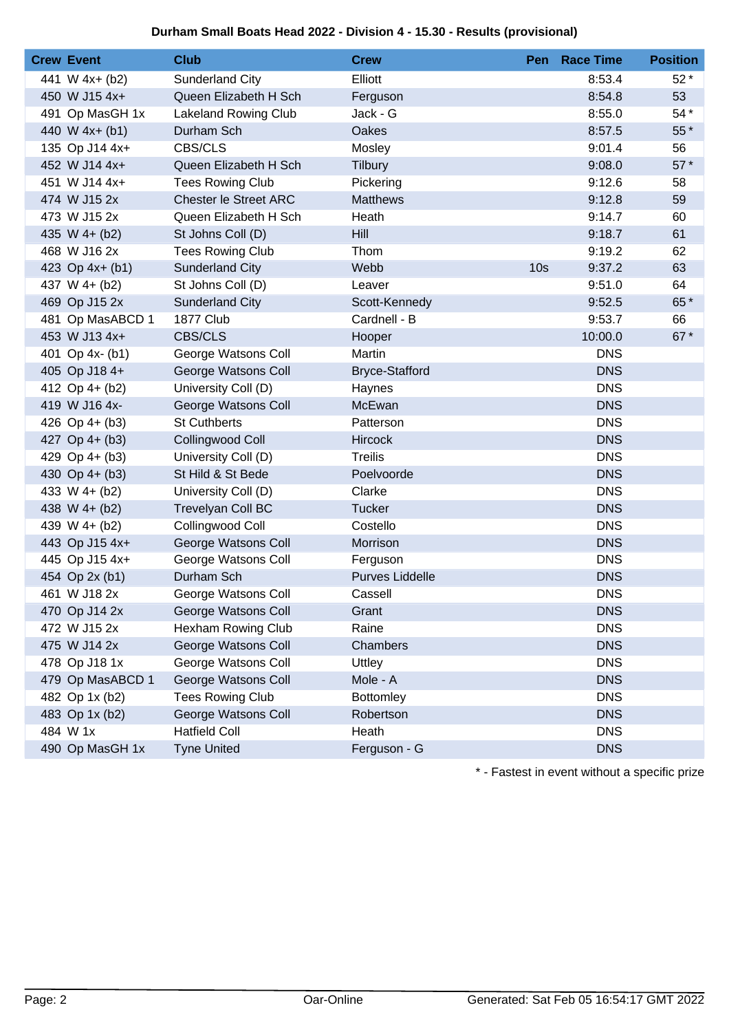**Durham Small Boats Head 2022 - Division 4 - 15.30 - Results (provisional)**

| Crew | Event | Club | Crew | Pen | Race Time | Position |
|---|---|---|---|---|---|---|
| 441 | W 4x+ (b2) | Sunderland City | Elliott | | 8:53.4 | 52 * |
| 450 | W J15 4x+ | Queen Elizabeth H Sch | Ferguson | | 8:54.8 | 53 |
| 491 | Op MasGH 1x | Lakeland Rowing Club | Jack - G | | 8:55.0 | 54 * |
| 440 | W 4x+ (b1) | Durham Sch | Oakes | | 8:57.5 | 55 * |
| 135 | Op J14 4x+ | CBS/CLS | Mosley | | 9:01.4 | 56 |
| 452 | W J14 4x+ | Queen Elizabeth H Sch | Tilbury | | 9:08.0 | 57 * |
| 451 | W J14 4x+ | Tees Rowing Club | Pickering | | 9:12.6 | 58 |
| 474 | W J15 2x | Chester le Street ARC | Matthews | | 9:12.8 | 59 |
| 473 | W J15 2x | Queen Elizabeth H Sch | Heath | | 9:14.7 | 60 |
| 435 | W 4+ (b2) | St Johns Coll (D) | Hill | | 9:18.7 | 61 |
| 468 | W J16 2x | Tees Rowing Club | Thom | | 9:19.2 | 62 |
| 423 | Op 4x+ (b1) | Sunderland City | Webb | 10s | 9:37.2 | 63 |
| 437 | W 4+ (b2) | St Johns Coll (D) | Leaver | | 9:51.0 | 64 |
| 469 | Op J15 2x | Sunderland City | Scott-Kennedy | | 9:52.5 | 65 * |
| 481 | Op MasABCD 1 | 1877 Club | Cardnell - B | | 9:53.7 | 66 |
| 453 | W J13 4x+ | CBS/CLS | Hooper | | 10:00.0 | 67 * |
| 401 | Op 4x- (b1) | George Watsons Coll | Martin | | DNS | |
| 405 | Op J18 4+ | George Watsons Coll | Bryce-Stafford | | DNS | |
| 412 | Op 4+ (b2) | University Coll (D) | Haynes | | DNS | |
| 419 | W J16 4x- | George Watsons Coll | McEwan | | DNS | |
| 426 | Op 4+ (b3) | St Cuthberts | Patterson | | DNS | |
| 427 | Op 4+ (b3) | Collingwood Coll | Hircock | | DNS | |
| 429 | Op 4+ (b3) | University Coll (D) | Treilis | | DNS | |
| 430 | Op 4+ (b3) | St Hild & St Bede | Poelvoorde | | DNS | |
| 433 | W 4+ (b2) | University Coll (D) | Clarke | | DNS | |
| 438 | W 4+ (b2) | Trevelyan Coll BC | Tucker | | DNS | |
| 439 | W 4+ (b2) | Collingwood Coll | Costello | | DNS | |
| 443 | Op J15 4x+ | George Watsons Coll | Morrison | | DNS | |
| 445 | Op J15 4x+ | George Watsons Coll | Ferguson | | DNS | |
| 454 | Op 2x (b1) | Durham Sch | Purves Liddelle | | DNS | |
| 461 | W J18 2x | George Watsons Coll | Cassell | | DNS | |
| 470 | Op J14 2x | George Watsons Coll | Grant | | DNS | |
| 472 | W J15 2x | Hexham Rowing Club | Raine | | DNS | |
| 475 | W J14 2x | George Watsons Coll | Chambers | | DNS | |
| 478 | Op J18 1x | George Watsons Coll | Uttley | | DNS | |
| 479 | Op MasABCD 1 | George Watsons Coll | Mole - A | | DNS | |
| 482 | Op 1x (b2) | Tees Rowing Club | Bottomley | | DNS | |
| 483 | Op 1x (b2) | George Watsons Coll | Robertson | | DNS | |
| 484 | W 1x | Hatfield Coll | Heath | | DNS | |
| 490 | Op MasGH 1x | Tyne United | Ferguson - G | | DNS | |

* - Fastest in event without a specific prize

Oar-Online

Generated: Sat Feb 05 16:54:17 GMT 2022